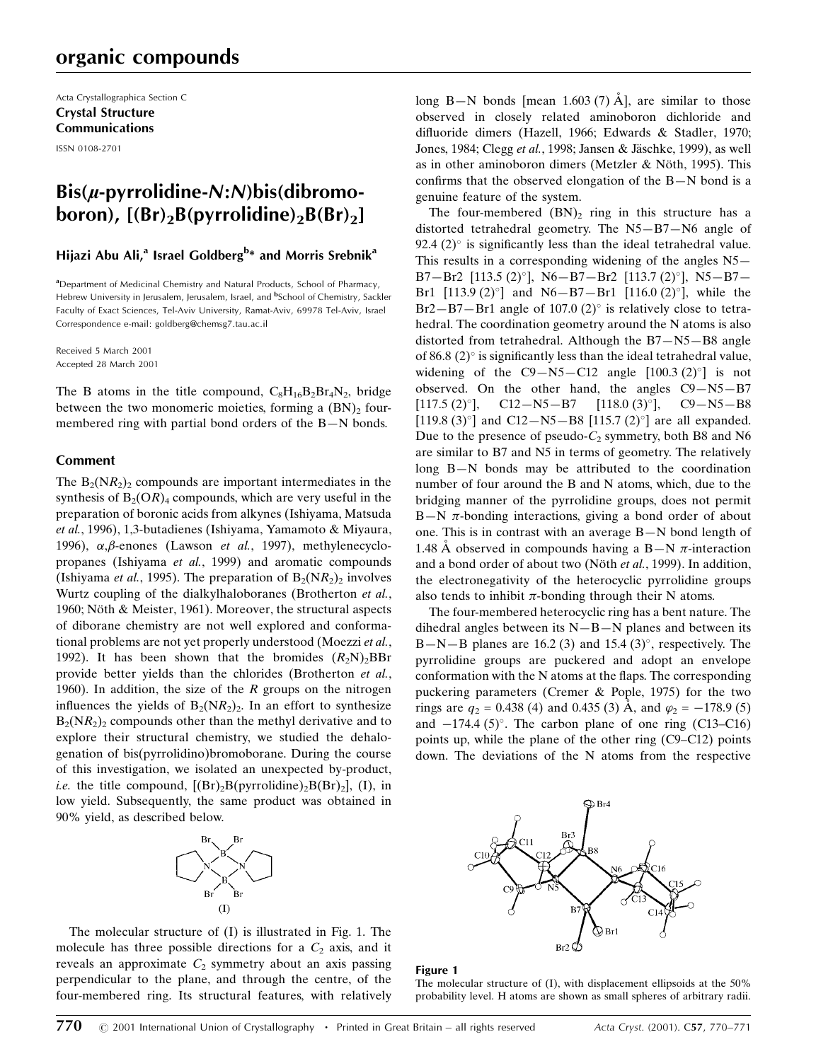Acta Crystallographica Section C
**Crystal Structure Communications**
ISSN 0108-2701

# Bis($\mu$-pyrrolidine-*N*:*N*)bis(dibromoboron), $[(Br)_2B(pyrrolidine)_2B(Br)_2]$

**Hijazi Abu Ali,[a] Israel Goldberg[b]* and Morris Srebnik[a]**

[a]Department of Medicinal Chemistry and Natural Products, School of Pharmacy, Hebrew University in Jerusalem, Jerusalem, Israel, and [b]School of Chemistry, Sackler Faculty of Exact Sciences, Tel-Aviv University, Ramat-Aviv, 69978 Tel-Aviv, Israel
Correspondence e-mail: goldberg@chemsg7.tau.ac.il

Received 5 March 2001
Accepted 28 March 2001

The B atoms in the title compound, $C_8H_{16}B_2Br_4N_2$, bridge between the two monomeric moieties, forming a $(BN)_2$ four-membered ring with partial bond orders of the B—N bonds.

## Comment

The $B_2(NR_2)_2$ compounds are important intermediates in the synthesis of $B_2(OR)_4$ compounds, which are very useful in the preparation of boronic acids from alkynes (Ishiyama, Matsuda *et al.*, 1996), 1,3-butadienes (Ishiyama, Yamamoto & Miyaura, 1996), $\alpha,\beta$-enones (Lawson *et al.*, 1997), methylenecyclopropanes (Ishiyama *et al.*, 1999) and aromatic compounds (Ishiyama *et al.*, 1995). The preparation of $B_2(NR_2)_2$ involves Wurtz coupling of the dialkylhaloboranes (Brotherton *et al.*, 1960; Nöth & Meister, 1961). Moreover, the structural aspects of diborane chemistry are not well explored and conformational problems are not yet properly understood (Moezzi *et al.*, 1992). It has been shown that the bromides $(R_2N)_2BBr$ provide better yields than the chlorides (Brotherton *et al.*, 1960). In addition, the size of the *R* groups on the nitrogen influences the yields of $B_2(NR_2)_2$. In an effort to synthesize $B_2(NR_2)_2$ compounds other than the methyl derivative and to explore their structural chemistry, we studied the dehalogenation of bis(pyrrolidino)bromoborane. During the course of this investigation, we isolated an unexpected by-product, *i.e.* the title compound, $[(Br)_2B(pyrrolidine)_2B(Br)_2]$, (I), in low yield. Subsequently, the same product was obtained in 90% yield, as described below.

(I)

The molecular structure of (I) is illustrated in Fig. 1. The molecule has three possible directions for a $C_2$ axis, and it reveals an approximate $C_2$ symmetry about an axis passing perpendicular to the plane, and through the centre, of the four-membered ring. Its structural features, with relatively long B—N bonds [mean 1.603 (7) Å], are similar to those observed in closely related aminoboron dichloride and difluoride dimers (Hazell, 1966; Edwards & Stadler, 1970; Jones, 1984; Clegg *et al.*, 1998; Jansen & Jäschke, 1999), as well as in other aminoboron dimers (Metzler & Nöth, 1995). This confirms that the observed elongation of the B—N bond is a genuine feature of the system.

The four-membered $(BN)_2$ ring in this structure has a distorted tetrahedral geometry. The N5—B7—N6 angle of 92.4 (2)° is significantly less than the ideal tetrahedral value. This results in a corresponding widening of the angles N5—B7—Br2 [113.5 (2)°], N6—B7—Br2 [113.7 (2)°], N5—B7—Br1 [113.9 (2)°] and N6—B7—Br1 [116.0 (2)°], while the Br2—B7—Br1 angle of 107.0 (2)° is relatively close to tetrahedral. The coordination geometry around the N atoms is also distorted from tetrahedral. Although the B7—N5—B8 angle of 86.8 (2)° is significantly less than the ideal tetrahedral value, widening of the C9—N5—C12 angle [100.3 (2)°] is not observed. On the other hand, the angles C9—N5—B7 [117.5 (2)°], C12—N5—B7 [118.0 (3)°], C9—N5—B8 [119.8 (3)°] and C12—N5—B8 [115.7 (2)°] are all expanded. Due to the presence of pseudo-$C_2$ symmetry, both B8 and N6 are similar to B7 and N5 in terms of geometry. The relatively long B—N bonds may be attributed to the coordination number of four around the B and N atoms, which, due to the bridging manner of the pyrrolidine groups, does not permit B—N $\pi$-bonding interactions, giving a bond order of about one. This is in contrast with an average B—N bond length of 1.48 Å observed in compounds having a B—N $\pi$-interaction and a bond order of about two (Nöth *et al.*, 1999). In addition, the electronegativity of the heterocyclic pyrrolidine groups also tends to inhibit $\pi$-bonding through their N atoms.

The four-membered heterocyclic ring has a bent nature. The dihedral angles between its N—B—N planes and between its B—N—B planes are 16.2 (3) and 15.4 (3)°, respectively. The pyrrolidine groups are puckered and adopt an envelope conformation with the N atoms at the flaps. The corresponding puckering parameters (Cremer & Pople, 1975) for the two rings are $q_2$ = 0.438 (4) and 0.435 (3) Å, and $\varphi_2$ = −178.9 (5) and −174.4 (5)°. The carbon plane of one ring (C13–C16) points up, while the plane of the other ring (C9–C12) points down. The deviations of the N atoms from the respective

**Figure 1**
The molecular structure of (I), with displacement ellipsoids at the 50% probability level. H atoms are shown as small spheres of arbitrary radii.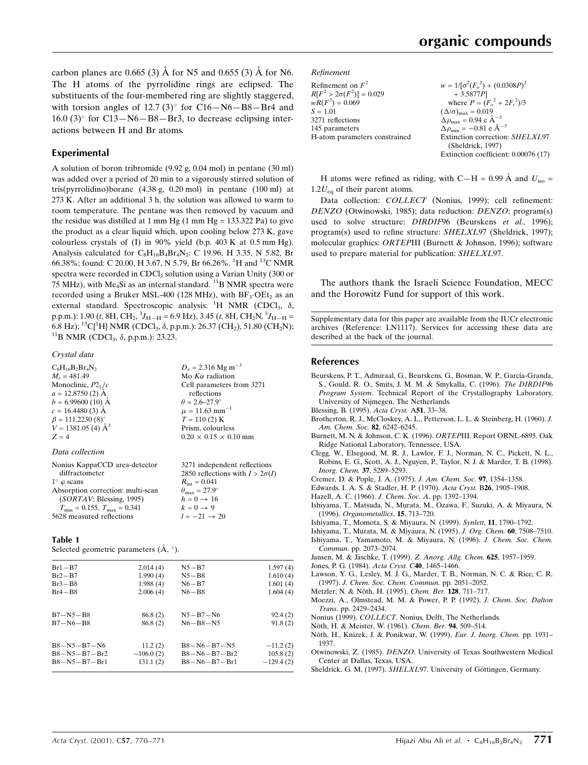carbon planes are 0.665 (3) Å for N5 and 0.655 (3) Å for N6. The H atoms of the pyrrolidine rings are eclipsed. The substituents of the four-membered ring are slightly staggered, with torsion angles of 12.7 (3)° for C16—N6—B8—Br4 and 16.0 (3)° for C13—N6—B8—Br3, to decrease eclipsing interactions between H and Br atoms.

## Experimental

A solution of boron tribromide (9.92 g, 0.04 mol) in pentane (30 ml) was added over a period of 20 min to a vigorously stirred solution of tris(pyrrolidino)borane (4.38 g, 0.20 mol) in pentane (100 ml) at 273 K. After an additional 3 h, the solution was allowed to warm to room temperature. The pentane was then removed by vacuum and the residue was distilled at 1 mm Hg (1 mm Hg = 133.322 Pa) to give the product as a clear liquid which, upon cooling below 273 K, gave colourless crystals of (I) in 90% yield (b.p. 403 K at 0.5 mm Hg). Analysis calculated for $C_8H_{16}B_4Br_4N_2$: C 19.96, H 3.35, N 5.82, Br 66.38%; found: C 20.00, H 3.67, N 5.79, Br 66.26%. $^1$H and $^{13}$C NMR spectra were recorded in $CDCl_3$ solution using a Varian Unity (300 or 75 MHz), with $Me_4Si$ as an internal standard. $^{11}$B NMR spectra were recorded using a Bruker MSL-400 (128 MHz), with $BF_3{\cdot}OEt_2$ as an external standard. Spectroscopic analysis: $^1$H NMR ($CDCl_3$, $\delta$, p.p.m.): 1.90 (*t*, 8H, $CH_2$, $^3J_{H-H}$ = 6.9 Hz), 3.45 (*t*, 8H, $CH_2N$, $^3J_{H-H}$ = 6.8 Hz); $^{13}C\{^1H\}$ NMR ($CDCl_3$, $\delta$, p.p.m.): 26.37 ($CH_2$), 51.80 ($CH_2N$); $^{11}$B NMR ($CDCl_3$, $\delta$, p.p.m.): 23.23.

### Crystal data

$C_8H_{16}B_2Br_4N_2$
$M_r$ = 481.49
Monoclinic, $P2_1/c$
$a$ = 12.8750 (2) Å
$b$ = 6.99600 (10) Å
$c$ = 16.4480 (3) Å
$\beta$ = 111.2230 (8)°
$V$ = 1381.05 (4) Å$^3$
$Z$ = 4
$D_x$ = 2.316 Mg m$^{-3}$
Mo $K\alpha$ radiation
Cell parameters from 3271 reflections
$\theta$ = 2.6–27.9°
$\mu$ = 11.63 mm$^{-1}$
$T$ = 110 (2) K
Prism, colourless
0.20 × 0.15 × 0.10 mm

### Data collection

Nonius KappaCCD area-detector diffractometer
1° $\varphi$ scans
Absorption correction: multi-scan (*SORTAV*; Blessing, 1995)
$T_{min}$ = 0.155, $T_{max}$ = 0.341
5628 measured reflections
3271 independent reflections
2850 reflections with $I > 2\sigma(I)$
$R_{int}$ = 0.041
$\theta_{max}$ = 27.9°
$h$ = 0 → 16
$k$ = 0 → 9
$l$ = −21 → 20

### Refinement

Refinement on $F^2$
$R[F^2 > 2\sigma(F^2)]$ = 0.029
$wR(F^2)$ = 0.069
$S$ = 1.01
3271 reflections
145 parameters
H-atom parameters constrained
$w = 1/[\sigma^2(F_o^2) + (0.0308P)^2 + 3.5877P]$ where $P = (F_o^2 + 2F_c^2)/3$
$(\Delta/\sigma)_{max}$ = 0.019
$\Delta\rho_{max}$ = 0.94 e Å$^{-3}$
$\Delta\rho_{min}$ = −0.81 e Å$^{-3}$
Extinction correction: *SHELXL*97 (Sheldrick, 1997)
Extinction coefficient: 0.00076 (17)

**Table 1**
Selected geometric parameters (Å, °).

| | | | |
|---|---|---|---|
| Br1—B7 | 2.014 (4) | N5—B7 | 1.597 (4) |
| Br2—B7 | 1.990 (4) | N5—B8 | 1.610 (4) |
| Br3—B8 | 1.988 (4) | N6—B7 | 1.601 (4) |
| Br4—B8 | 2.006 (4) | N6—B8 | 1.604 (4) |
| | | | |
| B7—N5—B8 | 86.8 (2) | N5—B7—N6 | 92.4 (2) |
| B7—N6—B8 | 86.8 (2) | N6—B8—N5 | 91.8 (2) |
| | | | |
| B8—N5—B7—N6 | 11.2 (2) | B8—N6—B7—N5 | −11.2 (2) |
| B8—N5—B7—Br2 | −106.0 (2) | B8—N6—B7—Br2 | 105.8 (2) |
| B8—N5—B7—Br1 | 131.1 (2) | B8—N6—B7—Br1 | −129.4 (2) |

H atoms were refined as riding, with C—H = 0.99 Å and $U_{iso}$ = 1.2$U_{eq}$ of their parent atoms.

Data collection: *COLLECT* (Nonius, 1999); cell refinement: *DENZO* (Otwinowski, 1985); data reduction: *DENZO*; program(s) used to solve structure: *DIRDIF*96 (Beurskens *et al.*, 1996); program(s) used to refine structure: *SHELXL*97 (Sheldrick, 1997); molecular graphics: *ORTEP*III (Burnett & Johnson, 1996); software used to prepare material for publication: *SHELXL*97.

The authors thank the Israeli Science Foundation, MECC and the Horowitz Fund for support of this work.

Supplementary data for this paper are available from the IUCr electronic archives (Reference: LN1117). Services for accessing these data are described at the back of the journal.

## References

Beurskens, P. T., Admiraal, G., Beurskens, G., Bosman, W. P., García-Granda, S., Gould, R. O., Smits, J. M. M. & Smykalla, C. (1996). *The DIRDIF96 Program System*. Technical Report of the Crystallography Laboratory, University of Nijmegen, The Netherlands.

Blessing, B. (1995). *Acta Cryst.* A**51**, 33–38.

Brotherton, R. J., McCloskey, A. L., Petterson, L. L. & Steinberg, H. (1960). *J. Am. Chem. Soc.* **82**, 6242–6245.

Burnett, M. N. & Johnson, C. K. (1996). *ORTEPIII*. Report ORNL-6895. Oak Ridge National Laboratory, Tennessee, USA.

Clegg, W., Elsegood, M. R. J., Lawlor, F. J., Norman, N. C., Pickett, N. L., Robins, E. G., Scott, A. J., Nguyen, P., Taylor, N. J. & Marder, T. B. (1998). *Inorg. Chem.* **37**, 5289–5293.

Cremer, D. & Pople, J. A. (1975). *J. Am. Chem. Soc.* **97**, 1354–1358.

Edwards, I. A. S. & Stadler, H. P. (1970). *Acta Cryst.* B**26**, 1905–1908.

Hazell, A. C. (1966). *J. Chem. Soc. A*, pp. 1392–1394.

Ishiyama, T., Matsuda, N., Murata, M., Ozawa, F., Suzuki, A. & Miyaura, N. (1996). *Organometallics*, **15**, 713–720.

Ishiyama, T., Momota, S. & Miyaura, N. (1999). *Synlett*, **11**, 1790–1792.

Ishiyama, T., Murata, M. & Miyaura, N. (1995). *J. Org. Chem.* **60**, 7508–7510.

Ishiyama, T., Yamamoto, M. & Miyaura, N. (1996). *J. Chem. Soc. Chem. Commun.* pp. 2073–2074.

Jansen, M. & Jäschke, T. (1999). *Z. Anorg. Allg. Chem.* **625**, 1957–1959.

Jones, P. G. (1984). *Acta Cryst.* C**40**, 1465–1466.

Lawson, Y. G., Lesley, M. J. G., Marder, T. B., Norman, N. C. & Rice, C. R. (1997). *J. Chem. Soc. Chem. Commun.* pp. 2051–2052.

Metzler, N. & Nöth, H. (1995). *Chem. Ber.* **128**, 711–717.

Moezzi, A., Olmstead, M. M. & Power, P. P. (1992). *J. Chem. Soc. Dalton Trans.* pp. 2429–2434.

Nonius (1999). *COLLECT*. Nonius, Delft, The Netherlands.

Nöth, H. & Meister, W. (1961). *Chem. Ber.* **94**, 509–514.

Nöth, H., Knizek, J. & Ponikwar, W. (1999). *Eur. J. Inorg. Chem.* pp. 1931–1937.

Otwinowski, Z. (1985). *DENZO*. University of Texas Southwestern Medical Center at Dallas, Texas, USA.

Sheldrick. G. M. (1997). *SHELXL97*. University of Göttingen, Germany.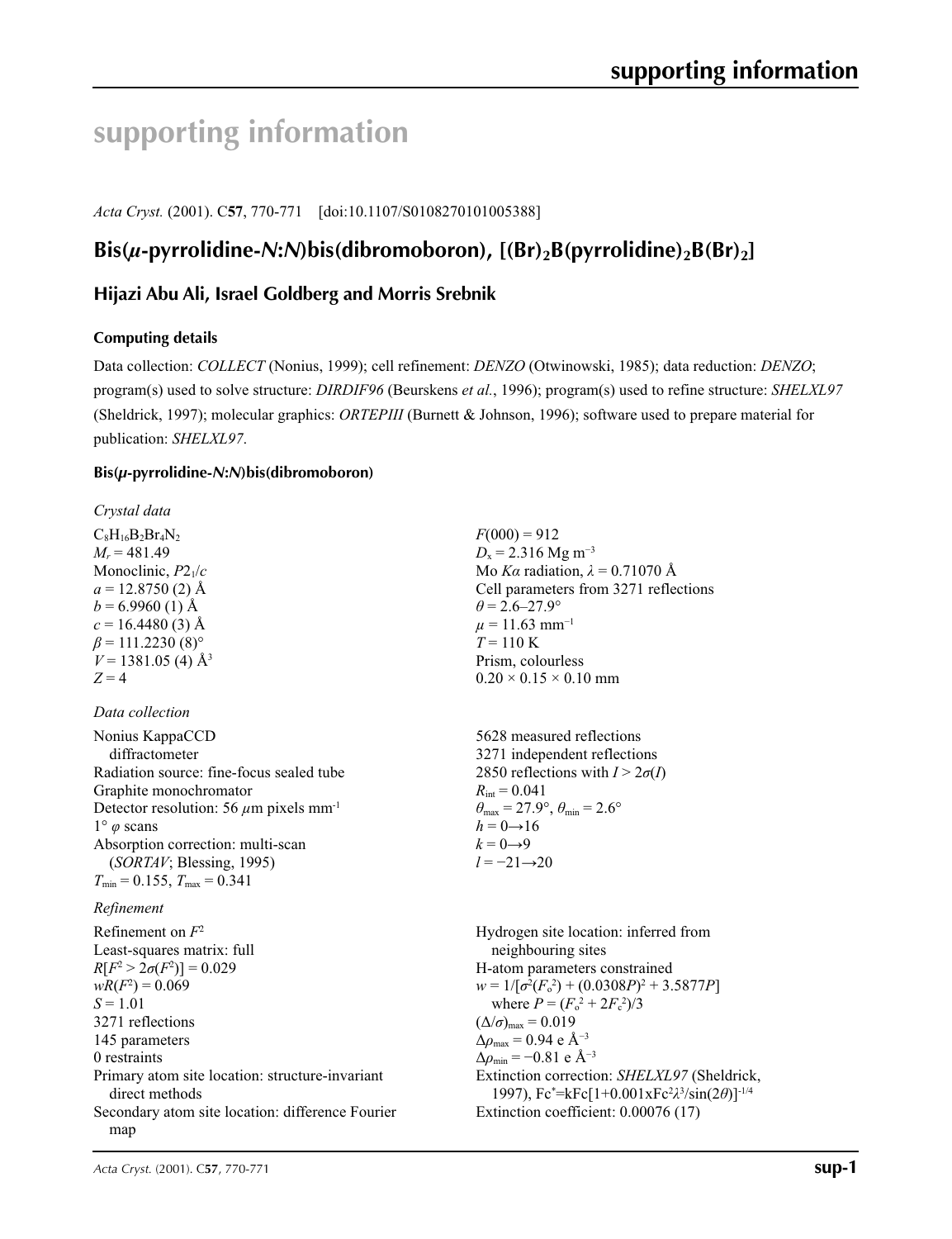# supporting information

*Acta Cryst.* (2001). C**57**, 770-771 [doi:10.1107/S0108270101005388]

## Bis(μ-pyrrolidine-*N*:*N*)bis(dibromoboron), [(Br)$_2$B(pyrrolidine)$_2$B(Br)$_2$]

### Hijazi Abu Ali, Israel Goldberg and Morris Srebnik

#### Computing details

Data collection: *COLLECT* (Nonius, 1999); cell refinement: *DENZO* (Otwinowski, 1985); data reduction: *DENZO*; program(s) used to solve structure: *DIRDIF96* (Beurskens *et al.*, 1996); program(s) used to refine structure: *SHELXL97* (Sheldrick, 1997); molecular graphics: *ORTEPIII* (Burnett & Johnson, 1996); software used to prepare material for publication: *SHELXL97*.

#### Bis(μ-pyrrolidine-*N*:*N*)bis(dibromoboron)

*Crystal data*

$C_8H_{16}B_2Br_4N_2$
$M_r$ = 481.49
Monoclinic, $P2_1/c$
*a* = 12.8750 (2) Å
*b* = 6.9960 (1) Å
*c* = 16.4480 (3) Å
β = 111.2230 (8)°
*V* = 1381.05 (4) Å$^3$
*Z* = 4
*F*(000) = 912
$D_x$ = 2.316 Mg m$^{-3}$
Mo *K*α radiation, λ = 0.71070 Å
Cell parameters from 3271 reflections
θ = 2.6–27.9°
μ = 11.63 mm$^{-1}$
*T* = 110 K
Prism, colourless
0.20 × 0.15 × 0.10 mm

*Data collection*

Nonius KappaCCD diffractometer
Radiation source: fine-focus sealed tube
Graphite monochromator
Detector resolution: 56 μm pixels mm$^{-1}$
1° φ scans
Absorption correction: multi-scan (*SORTAV*; Blessing, 1995)
$T_{min}$ = 0.155, $T_{max}$ = 0.341
5628 measured reflections
3271 independent reflections
2850 reflections with $I > 2\sigma(I)$
$R_{int}$ = 0.041
$\theta_{max}$ = 27.9°, $\theta_{min}$ = 2.6°
*h* = 0→16
*k* = 0→9
*l* = −21→20

*Refinement*

Refinement on $F^2$
Least-squares matrix: full
$R[F^2 > 2\sigma(F^2)]$ = 0.029
$wR(F^2)$ = 0.069
*S* = 1.01
3271 reflections
145 parameters
0 restraints
Primary atom site location: structure-invariant direct methods
Secondary atom site location: difference Fourier map
Hydrogen site location: inferred from neighbouring sites
H-atom parameters constrained
$w = 1/[\sigma^2(F_o^2) + (0.0308P)^2 + 3.5877P]$ where $P = (F_o^2 + 2F_c^2)/3$
$(\Delta/\sigma)_{max}$ = 0.019
$\Delta\rho_{max}$ = 0.94 e Å$^{-3}$
$\Delta\rho_{min}$ = −0.81 e Å$^{-3}$
Extinction correction: *SHELXL97* (Sheldrick, 1997), $Fc^*=kFc[1+0.001xFc^2\lambda^3/\sin(2\theta)]^{-1/4}$
Extinction coefficient: 0.00076 (17)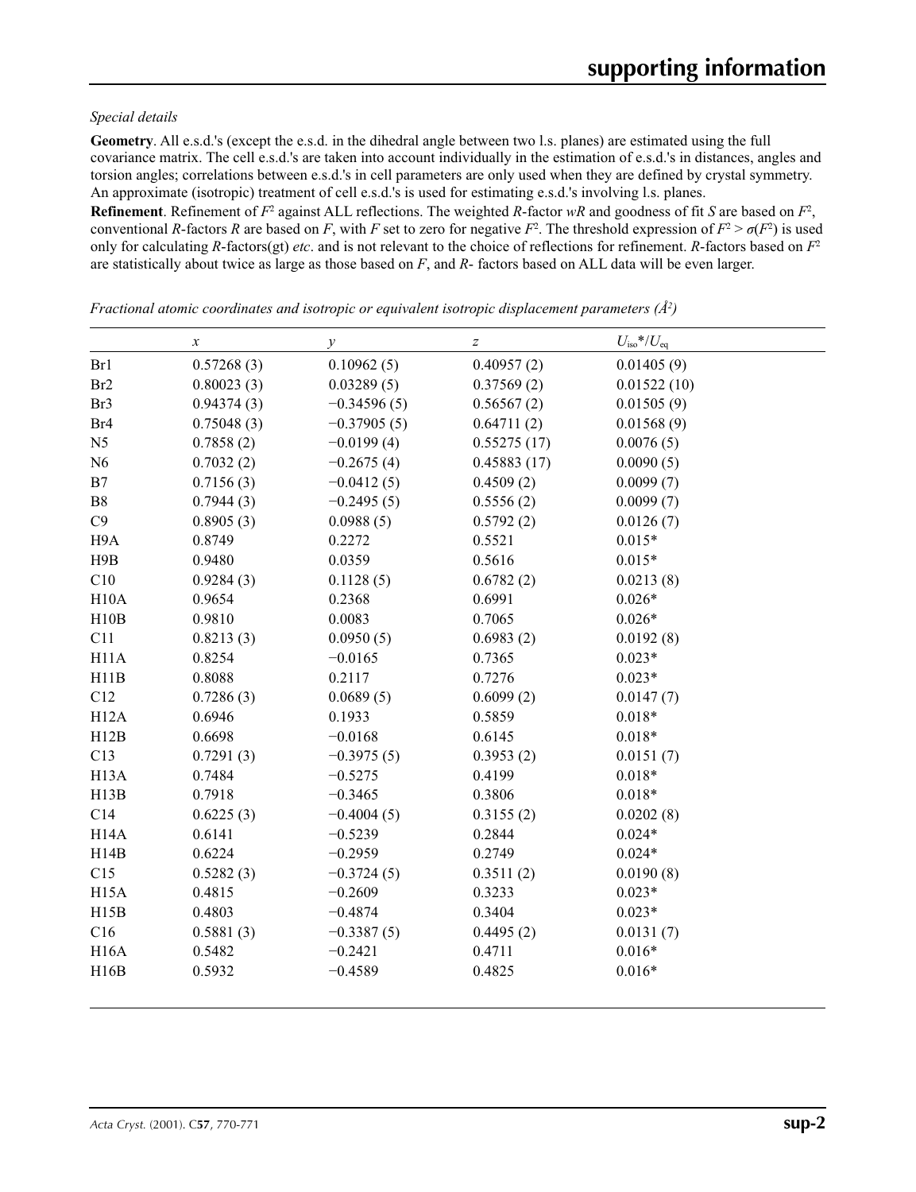*Special details*

**Geometry**. All e.s.d.'s (except the e.s.d. in the dihedral angle between two l.s. planes) are estimated using the full covariance matrix. The cell e.s.d.'s are taken into account individually in the estimation of e.s.d.'s in distances, angles and torsion angles; correlations between e.s.d.'s in cell parameters are only used when they are defined by crystal symmetry. An approximate (isotropic) treatment of cell e.s.d.'s is used for estimating e.s.d.'s involving l.s. planes.

**Refinement**. Refinement of $F^2$ against ALL reflections. The weighted *R*-factor *wR* and goodness of fit *S* are based on $F^2$, conventional *R*-factors *R* are based on *F*, with *F* set to zero for negative $F^2$. The threshold expression of $F^2 > \sigma(F^2)$ is used only for calculating *R*-factors(gt) *etc*. and is not relevant to the choice of reflections for refinement. *R*-factors based on $F^2$ are statistically about twice as large as those based on *F*, and *R*- factors based on ALL data will be even larger.

*Fractional atomic coordinates and isotropic or equivalent isotropic displacement parameters (Å²)*

| | *x* | *y* | *z* | $U_{iso}$*/$U_{eq}$ |
|---|---|---|---|---|
| Br1 | 0.57268 (3) | 0.10962 (5) | 0.40957 (2) | 0.01405 (9) |
| Br2 | 0.80023 (3) | 0.03289 (5) | 0.37569 (2) | 0.01522 (10) |
| Br3 | 0.94374 (3) | −0.34596 (5) | 0.56567 (2) | 0.01505 (9) |
| Br4 | 0.75048 (3) | −0.37905 (5) | 0.64711 (2) | 0.01568 (9) |
| N5 | 0.7858 (2) | −0.0199 (4) | 0.55275 (17) | 0.0076 (5) |
| N6 | 0.7032 (2) | −0.2675 (4) | 0.45883 (17) | 0.0090 (5) |
| B7 | 0.7156 (3) | −0.0412 (5) | 0.4509 (2) | 0.0099 (7) |
| B8 | 0.7944 (3) | −0.2495 (5) | 0.5556 (2) | 0.0099 (7) |
| C9 | 0.8905 (3) | 0.0988 (5) | 0.5792 (2) | 0.0126 (7) |
| H9A | 0.8749 | 0.2272 | 0.5521 | 0.015* |
| H9B | 0.9480 | 0.0359 | 0.5616 | 0.015* |
| C10 | 0.9284 (3) | 0.1128 (5) | 0.6782 (2) | 0.0213 (8) |
| H10A | 0.9654 | 0.2368 | 0.6991 | 0.026* |
| H10B | 0.9810 | 0.0083 | 0.7065 | 0.026* |
| C11 | 0.8213 (3) | 0.0950 (5) | 0.6983 (2) | 0.0192 (8) |
| H11A | 0.8254 | −0.0165 | 0.7365 | 0.023* |
| H11B | 0.8088 | 0.2117 | 0.7276 | 0.023* |
| C12 | 0.7286 (3) | 0.0689 (5) | 0.6099 (2) | 0.0147 (7) |
| H12A | 0.6946 | 0.1933 | 0.5859 | 0.018* |
| H12B | 0.6698 | −0.0168 | 0.6145 | 0.018* |
| C13 | 0.7291 (3) | −0.3975 (5) | 0.3953 (2) | 0.0151 (7) |
| H13A | 0.7484 | −0.5275 | 0.4199 | 0.018* |
| H13B | 0.7918 | −0.3465 | 0.3806 | 0.018* |
| C14 | 0.6225 (3) | −0.4004 (5) | 0.3155 (2) | 0.0202 (8) |
| H14A | 0.6141 | −0.5239 | 0.2844 | 0.024* |
| H14B | 0.6224 | −0.2959 | 0.2749 | 0.024* |
| C15 | 0.5282 (3) | −0.3724 (5) | 0.3511 (2) | 0.0190 (8) |
| H15A | 0.4815 | −0.2609 | 0.3233 | 0.023* |
| H15B | 0.4803 | −0.4874 | 0.3404 | 0.023* |
| C16 | 0.5881 (3) | −0.3387 (5) | 0.4495 (2) | 0.0131 (7) |
| H16A | 0.5482 | −0.2421 | 0.4711 | 0.016* |
| H16B | 0.5932 | −0.4589 | 0.4825 | 0.016* |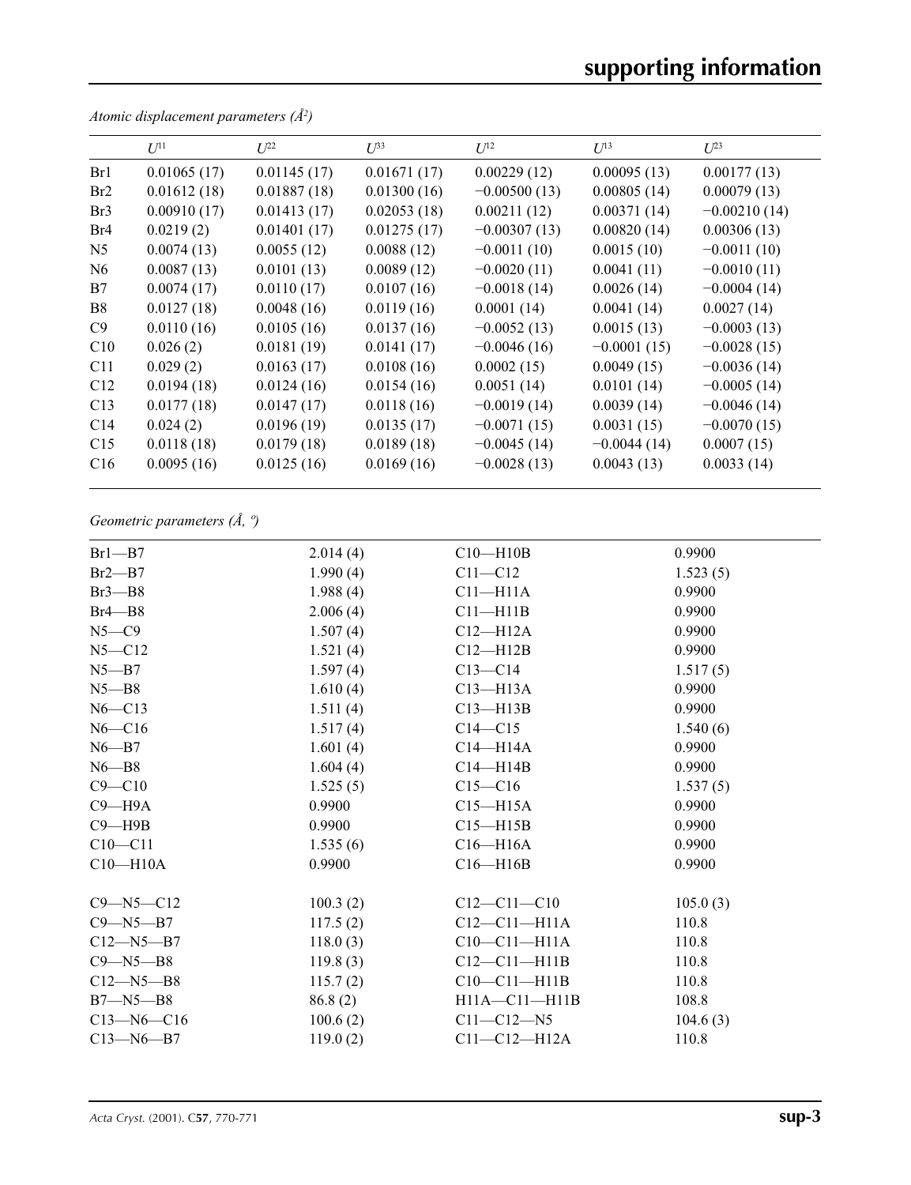*Atomic displacement parameters (Å$^2$)*

| | $U^{11}$ | $U^{22}$ | $U^{33}$ | $U^{12}$ | $U^{13}$ | $U^{23}$ |
|---|---|---|---|---|---|---|
| Br1 | 0.01065 (17) | 0.01145 (17) | 0.01671 (17) | 0.00229 (12) | 0.00095 (13) | 0.00177 (13) |
| Br2 | 0.01612 (18) | 0.01887 (18) | 0.01300 (16) | −0.00500 (13) | 0.00805 (14) | 0.00079 (13) |
| Br3 | 0.00910 (17) | 0.01413 (17) | 0.02053 (18) | 0.00211 (12) | 0.00371 (14) | −0.00210 (14) |
| Br4 | 0.0219 (2) | 0.01401 (17) | 0.01275 (17) | −0.00307 (13) | 0.00820 (14) | 0.00306 (13) |
| N5 | 0.0074 (13) | 0.0055 (12) | 0.0088 (12) | −0.0011 (10) | 0.0015 (10) | −0.0011 (10) |
| N6 | 0.0087 (13) | 0.0101 (13) | 0.0089 (12) | −0.0020 (11) | 0.0041 (11) | −0.0010 (11) |
| B7 | 0.0074 (17) | 0.0110 (17) | 0.0107 (16) | −0.0018 (14) | 0.0026 (14) | −0.0004 (14) |
| B8 | 0.0127 (18) | 0.0048 (16) | 0.0119 (16) | 0.0001 (14) | 0.0041 (14) | 0.0027 (14) |
| C9 | 0.0110 (16) | 0.0105 (16) | 0.0137 (16) | −0.0052 (13) | 0.0015 (13) | −0.0003 (13) |
| C10 | 0.026 (2) | 0.0181 (19) | 0.0141 (17) | −0.0046 (16) | −0.0001 (15) | −0.0028 (15) |
| C11 | 0.029 (2) | 0.0163 (17) | 0.0108 (16) | 0.0002 (15) | 0.0049 (15) | −0.0036 (14) |
| C12 | 0.0194 (18) | 0.0124 (16) | 0.0154 (16) | 0.0051 (14) | 0.0101 (14) | −0.0005 (14) |
| C13 | 0.0177 (18) | 0.0147 (17) | 0.0118 (16) | −0.0019 (14) | 0.0039 (14) | −0.0046 (14) |
| C14 | 0.024 (2) | 0.0196 (19) | 0.0135 (17) | −0.0071 (15) | 0.0031 (15) | −0.0070 (15) |
| C15 | 0.0118 (18) | 0.0179 (18) | 0.0189 (18) | −0.0045 (14) | −0.0044 (14) | 0.0007 (15) |
| C16 | 0.0095 (16) | 0.0125 (16) | 0.0169 (16) | −0.0028 (13) | 0.0043 (13) | 0.0033 (14) |

*Geometric parameters (Å, º)*

| | | | |
|---|---|---|---|
| Br1—B7 | 2.014 (4) | C10—H10B | 0.9900 |
| Br2—B7 | 1.990 (4) | C11—C12 | 1.523 (5) |
| Br3—B8 | 1.988 (4) | C11—H11A | 0.9900 |
| Br4—B8 | 2.006 (4) | C11—H11B | 0.9900 |
| N5—C9 | 1.507 (4) | C12—H12A | 0.9900 |
| N5—C12 | 1.521 (4) | C12—H12B | 0.9900 |
| N5—B7 | 1.597 (4) | C13—C14 | 1.517 (5) |
| N5—B8 | 1.610 (4) | C13—H13A | 0.9900 |
| N6—C13 | 1.511 (4) | C13—H13B | 0.9900 |
| N6—C16 | 1.517 (4) | C14—C15 | 1.540 (6) |
| N6—B7 | 1.601 (4) | C14—H14A | 0.9900 |
| N6—B8 | 1.604 (4) | C14—H14B | 0.9900 |
| C9—C10 | 1.525 (5) | C15—C16 | 1.537 (5) |
| C9—H9A | 0.9900 | C15—H15A | 0.9900 |
| C9—H9B | 0.9900 | C15—H15B | 0.9900 |
| C10—C11 | 1.535 (6) | C16—H16A | 0.9900 |
| C10—H10A | 0.9900 | C16—H16B | 0.9900 |
| | | | |
| C9—N5—C12 | 100.3 (2) | C12—C11—C10 | 105.0 (3) |
| C9—N5—B7 | 117.5 (2) | C12—C11—H11A | 110.8 |
| C12—N5—B7 | 118.0 (3) | C10—C11—H11A | 110.8 |
| C9—N5—B8 | 119.8 (3) | C12—C11—H11B | 110.8 |
| C12—N5—B8 | 115.7 (2) | C10—C11—H11B | 110.8 |
| B7—N5—B8 | 86.8 (2) | H11A—C11—H11B | 108.8 |
| C13—N6—C16 | 100.6 (2) | C11—C12—N5 | 104.6 (3) |
| C13—N6—B7 | 119.0 (2) | C11—C12—H12A | 110.8 |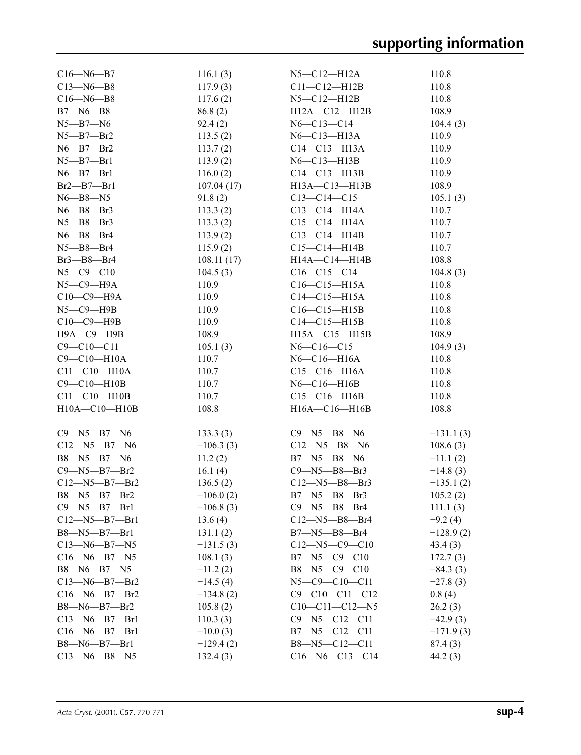| | | | |
|---|---|---|---|
| C16—N6—B7 | 116.1 (3) | N5—C12—H12A | 110.8 |
| C13—N6—B8 | 117.9 (3) | C11—C12—H12B | 110.8 |
| C16—N6—B8 | 117.6 (2) | N5—C12—H12B | 110.8 |
| B7—N6—B8 | 86.8 (2) | H12A—C12—H12B | 108.9 |
| N5—B7—N6 | 92.4 (2) | N6—C13—C14 | 104.4 (3) |
| N5—B7—Br2 | 113.5 (2) | N6—C13—H13A | 110.9 |
| N6—B7—Br2 | 113.7 (2) | C14—C13—H13A | 110.9 |
| N5—B7—Br1 | 113.9 (2) | N6—C13—H13B | 110.9 |
| N6—B7—Br1 | 116.0 (2) | C14—C13—H13B | 110.9 |
| Br2—B7—Br1 | 107.04 (17) | H13A—C13—H13B | 108.9 |
| N6—B8—N5 | 91.8 (2) | C13—C14—C15 | 105.1 (3) |
| N6—B8—Br3 | 113.3 (2) | C13—C14—H14A | 110.7 |
| N5—B8—Br3 | 113.3 (2) | C15—C14—H14A | 110.7 |
| N6—B8—Br4 | 113.9 (2) | C13—C14—H14B | 110.7 |
| N5—B8—Br4 | 115.9 (2) | C15—C14—H14B | 110.7 |
| Br3—B8—Br4 | 108.11 (17) | H14A—C14—H14B | 108.8 |
| N5—C9—C10 | 104.5 (3) | C16—C15—C14 | 104.8 (3) |
| N5—C9—H9A | 110.9 | C16—C15—H15A | 110.8 |
| C10—C9—H9A | 110.9 | C14—C15—H15A | 110.8 |
| N5—C9—H9B | 110.9 | C16—C15—H15B | 110.8 |
| C10—C9—H9B | 110.9 | C14—C15—H15B | 110.8 |
| H9A—C9—H9B | 108.9 | H15A—C15—H15B | 108.9 |
| C9—C10—C11 | 105.1 (3) | N6—C16—C15 | 104.9 (3) |
| C9—C10—H10A | 110.7 | N6—C16—H16A | 110.8 |
| C11—C10—H10A | 110.7 | C15—C16—H16A | 110.8 |
| C9—C10—H10B | 110.7 | N6—C16—H16B | 110.8 |
| C11—C10—H10B | 110.7 | C15—C16—H16B | 110.8 |
| H10A—C10—H10B | 108.8 | H16A—C16—H16B | 108.8 |

| | | | |
|---|---|---|---|
| C9—N5—B7—N6 | 133.3 (3) | C9—N5—B8—N6 | −131.1 (3) |
| C12—N5—B7—N6 | −106.3 (3) | C12—N5—B8—N6 | 108.6 (3) |
| B8—N5—B7—N6 | 11.2 (2) | B7—N5—B8—N6 | −11.1 (2) |
| C9—N5—B7—Br2 | 16.1 (4) | C9—N5—B8—Br3 | −14.8 (3) |
| C12—N5—B7—Br2 | 136.5 (2) | C12—N5—B8—Br3 | −135.1 (2) |
| B8—N5—B7—Br2 | −106.0 (2) | B7—N5—B8—Br3 | 105.2 (2) |
| C9—N5—B7—Br1 | −106.8 (3) | C9—N5—B8—Br4 | 111.1 (3) |
| C12—N5—B7—Br1 | 13.6 (4) | C12—N5—B8—Br4 | −9.2 (4) |
| B8—N5—B7—Br1 | 131.1 (2) | B7—N5—B8—Br4 | −128.9 (2) |
| C13—N6—B7—N5 | −131.5 (3) | C12—N5—C9—C10 | 43.4 (3) |
| C16—N6—B7—N5 | 108.1 (3) | B7—N5—C9—C10 | 172.7 (3) |
| B8—N6—B7—N5 | −11.2 (2) | B8—N5—C9—C10 | −84.3 (3) |
| C13—N6—B7—Br2 | −14.5 (4) | N5—C9—C10—C11 | −27.8 (3) |
| C16—N6—B7—Br2 | −134.8 (2) | C9—C10—C11—C12 | 0.8 (4) |
| B8—N6—B7—Br2 | 105.8 (2) | C10—C11—C12—N5 | 26.2 (3) |
| C13—N6—B7—Br1 | 110.3 (3) | C9—N5—C12—C11 | −42.9 (3) |
| C16—N6—B7—Br1 | −10.0 (3) | B7—N5—C12—C11 | −171.9 (3) |
| B8—N6—B7—Br1 | −129.4 (2) | B8—N5—C12—C11 | 87.4 (3) |
| C13—N6—B8—N5 | 132.4 (3) | C16—N6—C13—C14 | 44.2 (3) |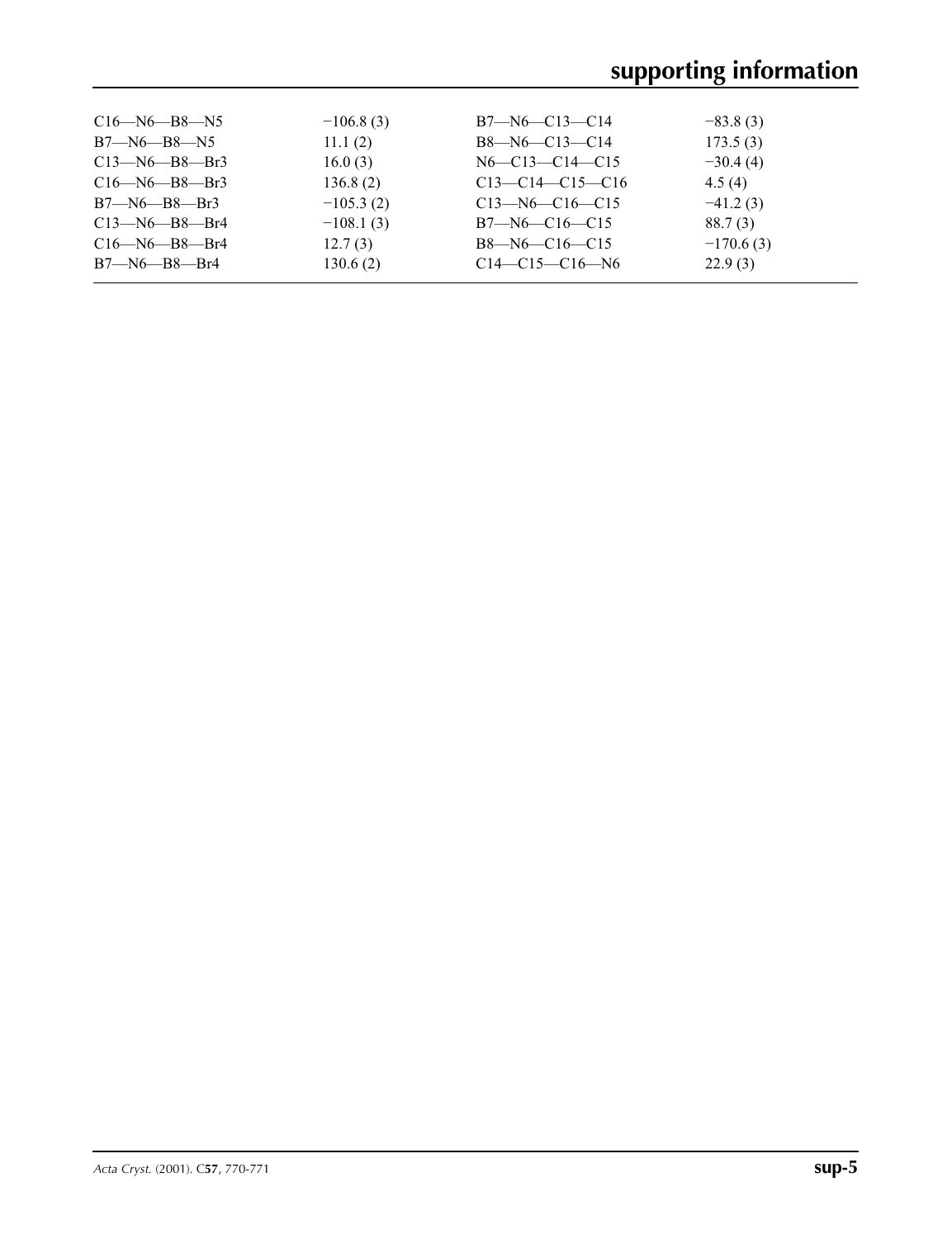| | | | |
|---|---|---|---|
| C16—N6—B8—N5 | −106.8 (3) | B7—N6—C13—C14 | −83.8 (3) |
| B7—N6—B8—N5 | 11.1 (2) | B8—N6—C13—C14 | 173.5 (3) |
| C13—N6—B8—Br3 | 16.0 (3) | N6—C13—C14—C15 | −30.4 (4) |
| C16—N6—B8—Br3 | 136.8 (2) | C13—C14—C15—C16 | 4.5 (4) |
| B7—N6—B8—Br3 | −105.3 (2) | C13—N6—C16—C15 | −41.2 (3) |
| C13—N6—B8—Br4 | −108.1 (3) | B7—N6—C16—C15 | 88.7 (3) |
| C16—N6—B8—Br4 | 12.7 (3) | B8—N6—C16—C15 | −170.6 (3) |
| B7—N6—B8—Br4 | 130.6 (2) | C14—C15—C16—N6 | 22.9 (3) |